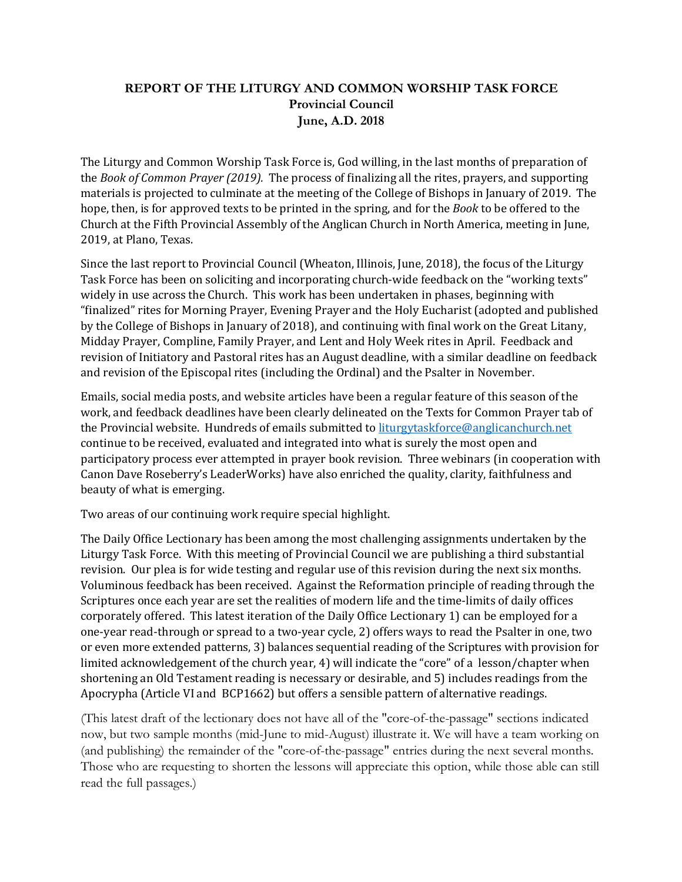**REPORT OF THE LITURGY AND COMMON WORSHIP TASK FORCE**
**Provincial Council**
**June, A.D. 2018**

The Liturgy and Common Worship Task Force is, God willing, in the last months of preparation of the *Book of Common Prayer (2019).* The process of finalizing all the rites, prayers, and supporting materials is projected to culminate at the meeting of the College of Bishops in January of 2019. The hope, then, is for approved texts to be printed in the spring, and for the *Book* to be offered to the Church at the Fifth Provincial Assembly of the Anglican Church in North America, meeting in June, 2019, at Plano, Texas.

Since the last report to Provincial Council (Wheaton, Illinois, June, 2018), the focus of the Liturgy Task Force has been on soliciting and incorporating church-wide feedback on the "working texts" widely in use across the Church. This work has been undertaken in phases, beginning with "finalized" rites for Morning Prayer, Evening Prayer and the Holy Eucharist (adopted and published by the College of Bishops in January of 2018), and continuing with final work on the Great Litany, Midday Prayer, Compline, Family Prayer, and Lent and Holy Week rites in April. Feedback and revision of Initiatory and Pastoral rites has an August deadline, with a similar deadline on feedback and revision of the Episcopal rites (including the Ordinal) and the Psalter in November.

Emails, social media posts, and website articles have been a regular feature of this season of the work, and feedback deadlines have been clearly delineated on the Texts for Common Prayer tab of the Provincial website. Hundreds of emails submitted to liturgytaskforce@anglicanchurch.net continue to be received, evaluated and integrated into what is surely the most open and participatory process ever attempted in prayer book revision. Three webinars (in cooperation with Canon Dave Roseberry's LeaderWorks) have also enriched the quality, clarity, faithfulness and beauty of what is emerging.

Two areas of our continuing work require special highlight.

The Daily Office Lectionary has been among the most challenging assignments undertaken by the Liturgy Task Force. With this meeting of Provincial Council we are publishing a third substantial revision. Our plea is for wide testing and regular use of this revision during the next six months. Voluminous feedback has been received. Against the Reformation principle of reading through the Scriptures once each year are set the realities of modern life and the time-limits of daily offices corporately offered. This latest iteration of the Daily Office Lectionary 1) can be employed for a one-year read-through or spread to a two-year cycle, 2) offers ways to read the Psalter in one, two or even more extended patterns, 3) balances sequential reading of the Scriptures with provision for limited acknowledgement of the church year, 4) will indicate the "core" of a lesson/chapter when shortening an Old Testament reading is necessary or desirable, and 5) includes readings from the Apocrypha (Article VI and BCP1662) but offers a sensible pattern of alternative readings.

(This latest draft of the lectionary does not have all of the "core-of-the-passage" sections indicated now, but two sample months (mid-June to mid-August) illustrate it. We will have a team working on (and publishing) the remainder of the "core-of-the-passage" entries during the next several months. Those who are requesting to shorten the lessons will appreciate this option, while those able can still read the full passages.)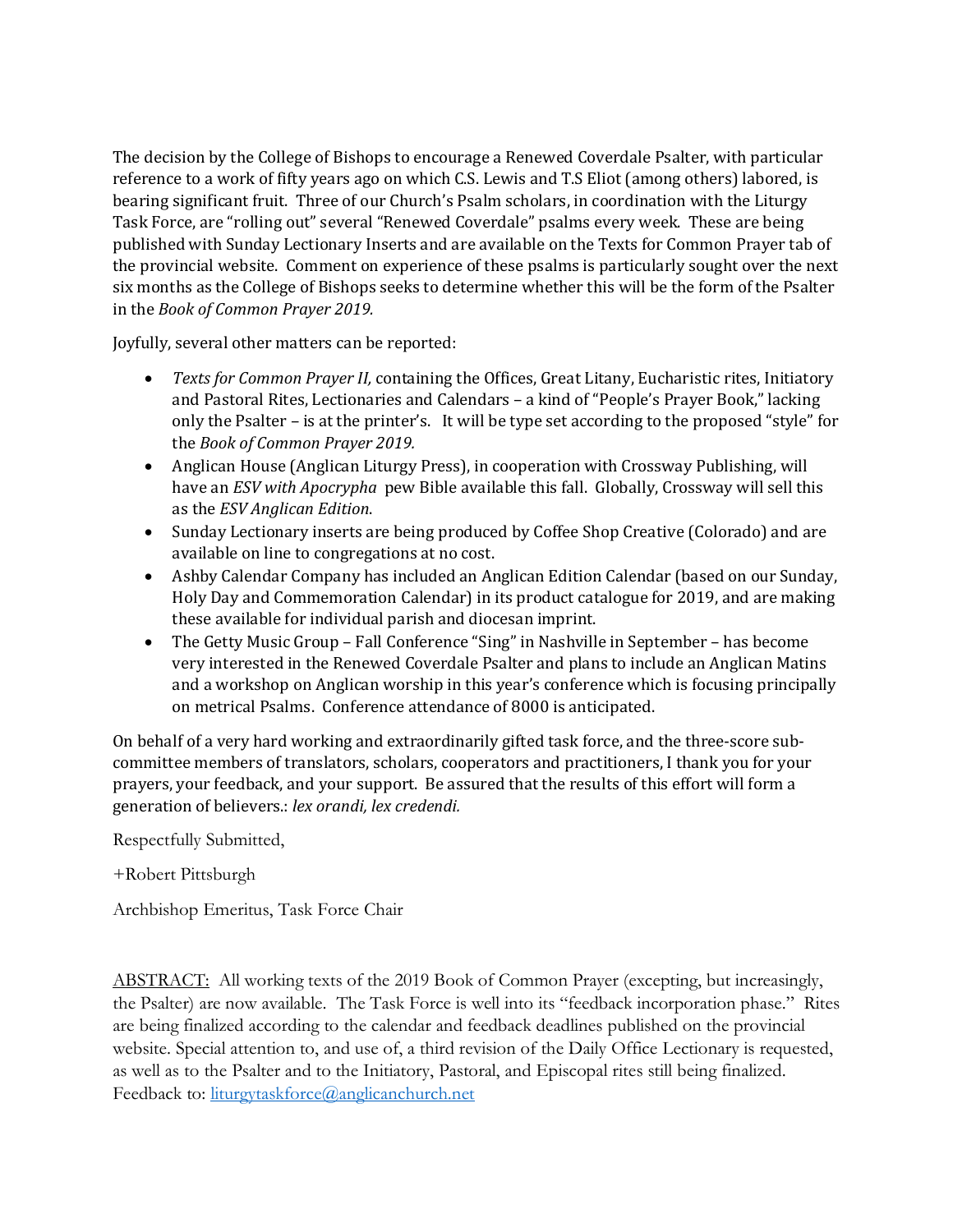The decision by the College of Bishops to encourage a Renewed Coverdale Psalter, with particular reference to a work of fifty years ago on which C.S. Lewis and T.S Eliot (among others) labored, is bearing significant fruit. Three of our Church's Psalm scholars, in coordination with the Liturgy Task Force, are "rolling out" several "Renewed Coverdale" psalms every week. These are being published with Sunday Lectionary Inserts and are available on the Texts for Common Prayer tab of the provincial website. Comment on experience of these psalms is particularly sought over the next six months as the College of Bishops seeks to determine whether this will be the form of the Psalter in the *Book of Common Prayer 2019.*

Joyfully, several other matters can be reported:

- *Texts for Common Prayer II,* containing the Offices, Great Litany, Eucharistic rites, Initiatory and Pastoral Rites, Lectionaries and Calendars – a kind of "People's Prayer Book," lacking only the Psalter – is at the printer's. It will be type set according to the proposed "style" for the *Book of Common Prayer 2019.*
- Anglican House (Anglican Liturgy Press), in cooperation with Crossway Publishing, will have an *ESV with Apocrypha* pew Bible available this fall. Globally, Crossway will sell this as the *ESV Anglican Edition*.
- Sunday Lectionary inserts are being produced by Coffee Shop Creative (Colorado) and are available on line to congregations at no cost.
- Ashby Calendar Company has included an Anglican Edition Calendar (based on our Sunday, Holy Day and Commemoration Calendar) in its product catalogue for 2019, and are making these available for individual parish and diocesan imprint.
- The Getty Music Group – Fall Conference "Sing" in Nashville in September – has become very interested in the Renewed Coverdale Psalter and plans to include an Anglican Matins and a workshop on Anglican worship in this year's conference which is focusing principally on metrical Psalms. Conference attendance of 8000 is anticipated.

On behalf of a very hard working and extraordinarily gifted task force, and the three-score sub-committee members of translators, scholars, cooperators and practitioners, I thank you for your prayers, your feedback, and your support. Be assured that the results of this effort will form a generation of believers.: *lex orandi, lex credendi.*

Respectfully Submitted,

+Robert Pittsburgh

Archbishop Emeritus, Task Force Chair

ABSTRACT: All working texts of the 2019 Book of Common Prayer (excepting, but increasingly, the Psalter) are now available. The Task Force is well into its "feedback incorporation phase." Rites are being finalized according to the calendar and feedback deadlines published on the provincial website. Special attention to, and use of, a third revision of the Daily Office Lectionary is requested, as well as to the Psalter and to the Initiatory, Pastoral, and Episcopal rites still being finalized. Feedback to: liturgytaskforce@anglicanchurch.net